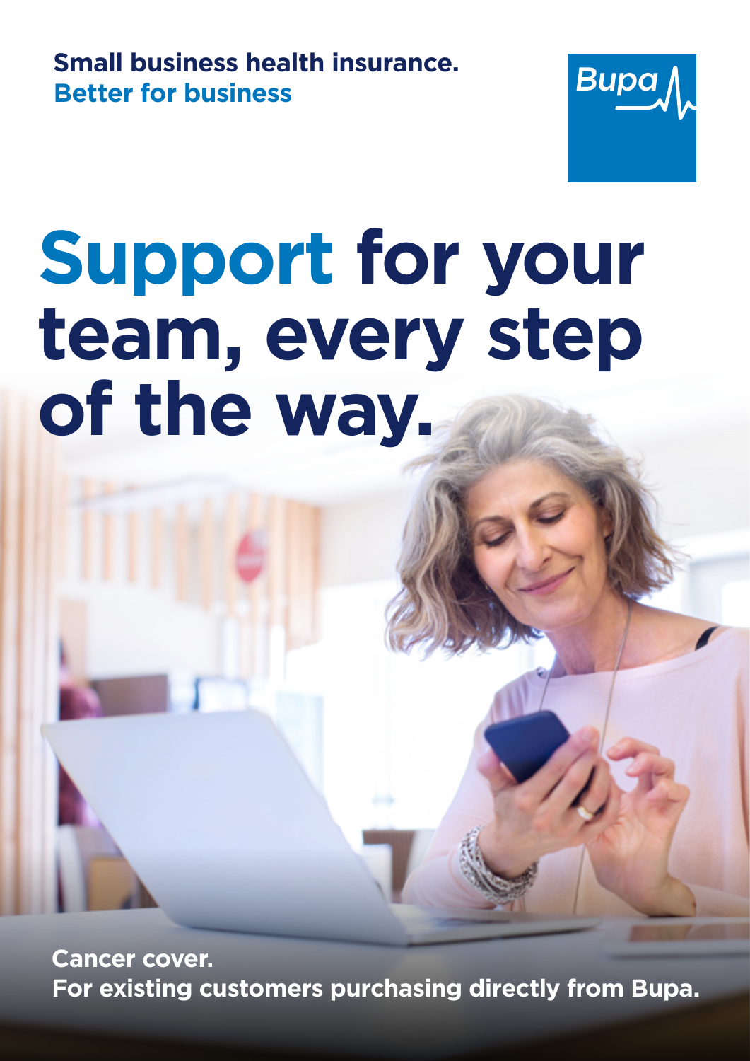**Small business health insurance.**
**Better for business**

Bupa

# Support for your team, every step of the way.

**Cancer cover.**
**For existing customers purchasing directly from Bupa.**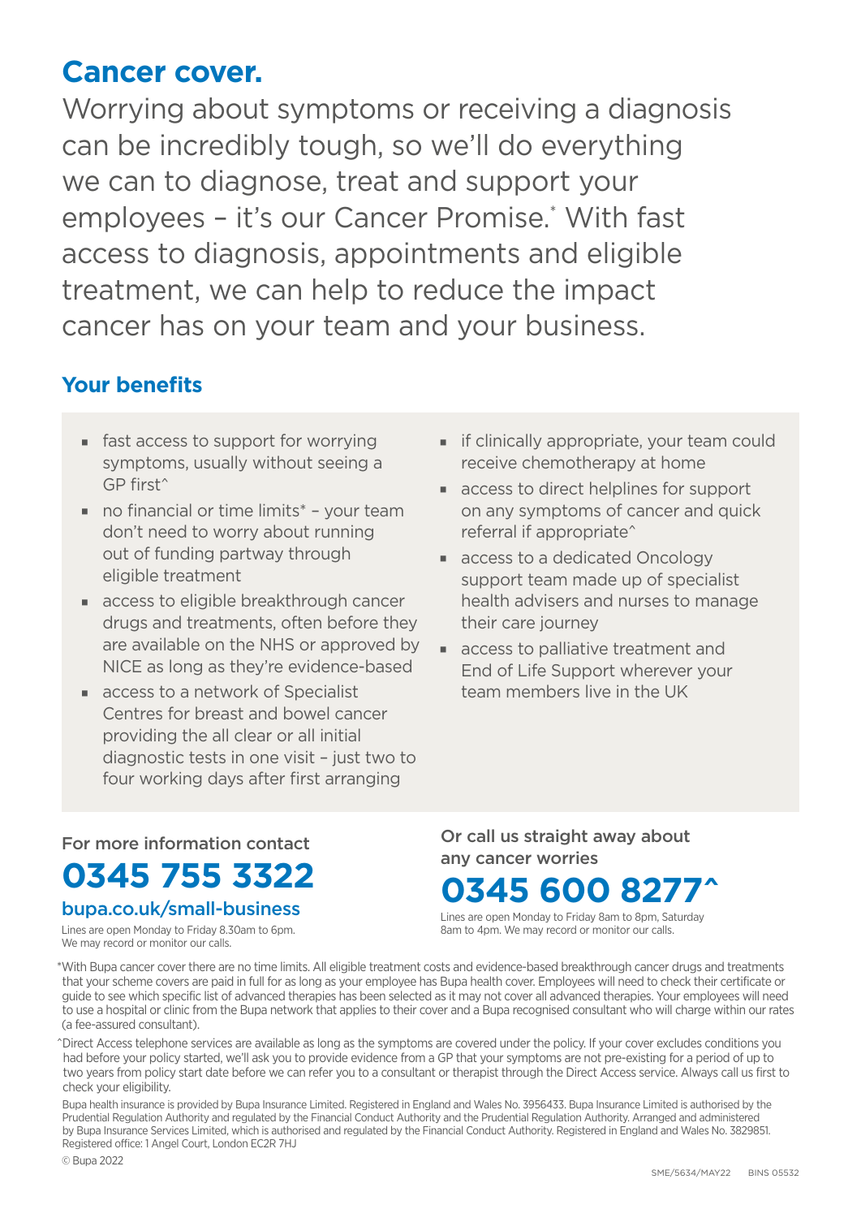# Cancer cover.

Worrying about symptoms or receiving a diagnosis can be incredibly tough, so we'll do everything we can to diagnose, treat and support your employees – it's our Cancer Promise.* With fast access to diagnosis, appointments and eligible treatment, we can help to reduce the impact cancer has on your team and your business.

## Your benefits

- fast access to support for worrying symptoms, usually without seeing a GP first^
- no financial or time limits* – your team don't need to worry about running out of funding partway through eligible treatment
- access to eligible breakthrough cancer drugs and treatments, often before they are available on the NHS or approved by NICE as long as they're evidence-based
- access to a network of Specialist Centres for breast and bowel cancer providing the all clear or all initial diagnostic tests in one visit – just two to four working days after first arranging
- if clinically appropriate, your team could receive chemotherapy at home
- access to direct helplines for support on any symptoms of cancer and quick referral if appropriate^
- access to a dedicated Oncology support team made up of specialist health advisers and nurses to manage their care journey
- access to palliative treatment and End of Life Support wherever your team members live in the UK

For more information contact

**0345 755 3322**

**bupa.co.uk/small-business**

Lines are open Monday to Friday 8.30am to 6pm. We may record or monitor our calls.

Or call us straight away about any cancer worries

**0345 600 8277^**

Lines are open Monday to Friday 8am to 8pm, Saturday 8am to 4pm. We may record or monitor our calls.

*With Bupa cancer cover there are no time limits. All eligible treatment costs and evidence-based breakthrough cancer drugs and treatments that your scheme covers are paid in full for as long as your employee has Bupa health cover. Employees will need to check their certificate or guide to see which specific list of advanced therapies has been selected as it may not cover all advanced therapies. Your employees will need to use a hospital or clinic from the Bupa network that applies to their cover and a Bupa recognised consultant who will charge within our rates (a fee-assured consultant).

^Direct Access telephone services are available as long as the symptoms are covered under the policy. If your cover excludes conditions you had before your policy started, we'll ask you to provide evidence from a GP that your symptoms are not pre-existing for a period of up to two years from policy start date before we can refer you to a consultant or therapist through the Direct Access service. Always call us first to check your eligibility.

Bupa health insurance is provided by Bupa Insurance Limited. Registered in England and Wales No. 3956433. Bupa Insurance Limited is authorised by the Prudential Regulation Authority and regulated by the Financial Conduct Authority and the Prudential Regulation Authority. Arranged and administered by Bupa Insurance Services Limited, which is authorised and regulated by the Financial Conduct Authority. Registered in England and Wales No. 3829851. Registered office: 1 Angel Court, London EC2R 7HJ

© Bupa 2022

SME/5634/MAY22 BINS 05532